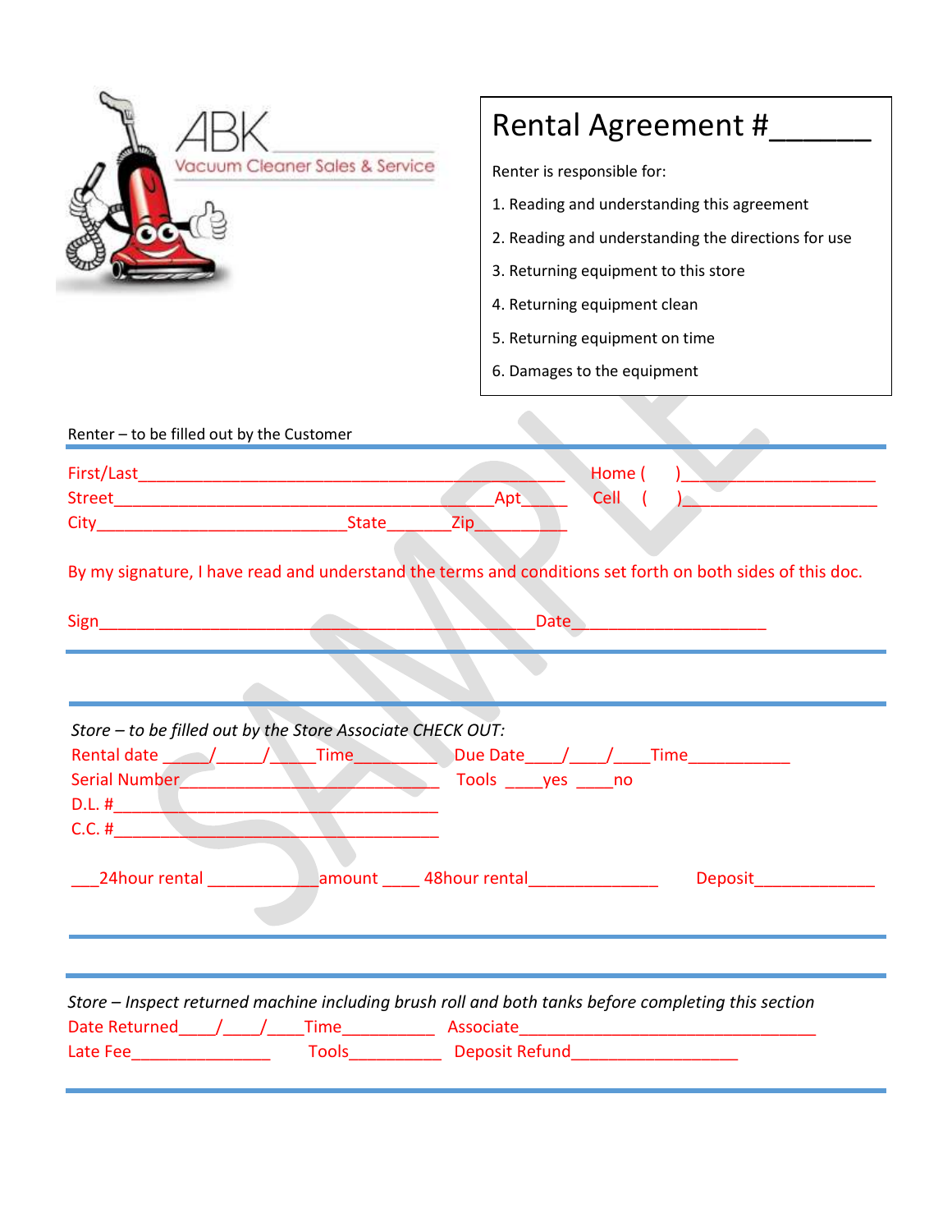ABK

Vacuum Cleaner Sales & Service

# Rental Agreement #______

Renter is responsible for:

1. Reading and understanding this agreement
2. Reading and understanding the directions for use
3. Returning equipment to this store
4. Returning equipment clean
5. Returning equipment on time
6. Damages to the equipment

SAMPLE

Renter – to be filled out by the Customer

First/Last_______________________________________________ Home ( )_____________________

Street__________________________________________Apt______ Cell ( )_____________________

City____________________________State_______Zip__________

By my signature, I have read and understand the terms and conditions set forth on both sides of this doc.

Sign________________________________________________Date____________________

*Store – to be filled out by the Store Associate CHECK OUT:*

Rental date _____/_____/_____Time_________ Due Date____/____/____Time___________

Serial Number____________________________ Tools ____yes ____no

D.L. #__________________________________

C.C. #__________________________________

___24hour rental ____________amount ____ 48hour rental______________ Deposit_____________

*Store – Inspect returned machine including brush roll and both tanks before completing this section*

Date Returned____/____/____Time__________ Associate________________________________

Late Fee_______________ Tools__________ Deposit Refund__________________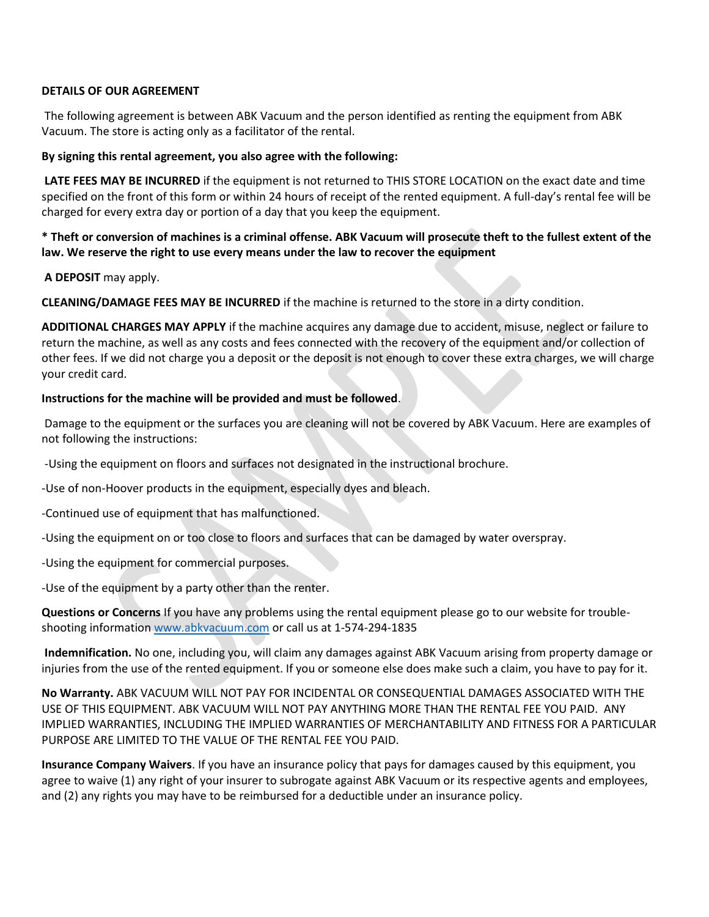**DETAILS OF OUR AGREEMENT**

The following agreement is between ABK Vacuum and the person identified as renting the equipment from ABK Vacuum. The store is acting only as a facilitator of the rental.

**By signing this rental agreement, you also agree with the following:**

**LATE FEES MAY BE INCURRED** if the equipment is not returned to THIS STORE LOCATION on the exact date and time specified on the front of this form or within 24 hours of receipt of the rented equipment. A full-day's rental fee will be charged for every extra day or portion of a day that you keep the equipment.

**\* Theft or conversion of machines is a criminal offense. ABK Vacuum will prosecute theft to the fullest extent of the law. We reserve the right to use every means under the law to recover the equipment**

**A DEPOSIT** may apply.

**CLEANING/DAMAGE FEES MAY BE INCURRED** if the machine is returned to the store in a dirty condition.

**ADDITIONAL CHARGES MAY APPLY** if the machine acquires any damage due to accident, misuse, neglect or failure to return the machine, as well as any costs and fees connected with the recovery of the equipment and/or collection of other fees. If we did not charge you a deposit or the deposit is not enough to cover these extra charges, we will charge your credit card.

**Instructions for the machine will be provided and must be followed**.

Damage to the equipment or the surfaces you are cleaning will not be covered by ABK Vacuum. Here are examples of not following the instructions:

-Using the equipment on floors and surfaces not designated in the instructional brochure.

-Use of non-Hoover products in the equipment, especially dyes and bleach.

-Continued use of equipment that has malfunctioned.

-Using the equipment on or too close to floors and surfaces that can be damaged by water overspray.

-Using the equipment for commercial purposes.

-Use of the equipment by a party other than the renter.

**Questions or Concerns** If you have any problems using the rental equipment please go to our website for trouble-shooting information www.abkvacuum.com or call us at 1-574-294-1835

**Indemnification.** No one, including you, will claim any damages against ABK Vacuum arising from property damage or injuries from the use of the rented equipment. If you or someone else does make such a claim, you have to pay for it.

**No Warranty.** ABK VACUUM WILL NOT PAY FOR INCIDENTAL OR CONSEQUENTIAL DAMAGES ASSOCIATED WITH THE USE OF THIS EQUIPMENT. ABK VACUUM WILL NOT PAY ANYTHING MORE THAN THE RENTAL FEE YOU PAID. ANY IMPLIED WARRANTIES, INCLUDING THE IMPLIED WARRANTIES OF MERCHANTABILITY AND FITNESS FOR A PARTICULAR PURPOSE ARE LIMITED TO THE VALUE OF THE RENTAL FEE YOU PAID.

**Insurance Company Waivers**. If you have an insurance policy that pays for damages caused by this equipment, you agree to waive (1) any right of your insurer to subrogate against ABK Vacuum or its respective agents and employees, and (2) any rights you may have to be reimbursed for a deductible under an insurance policy.